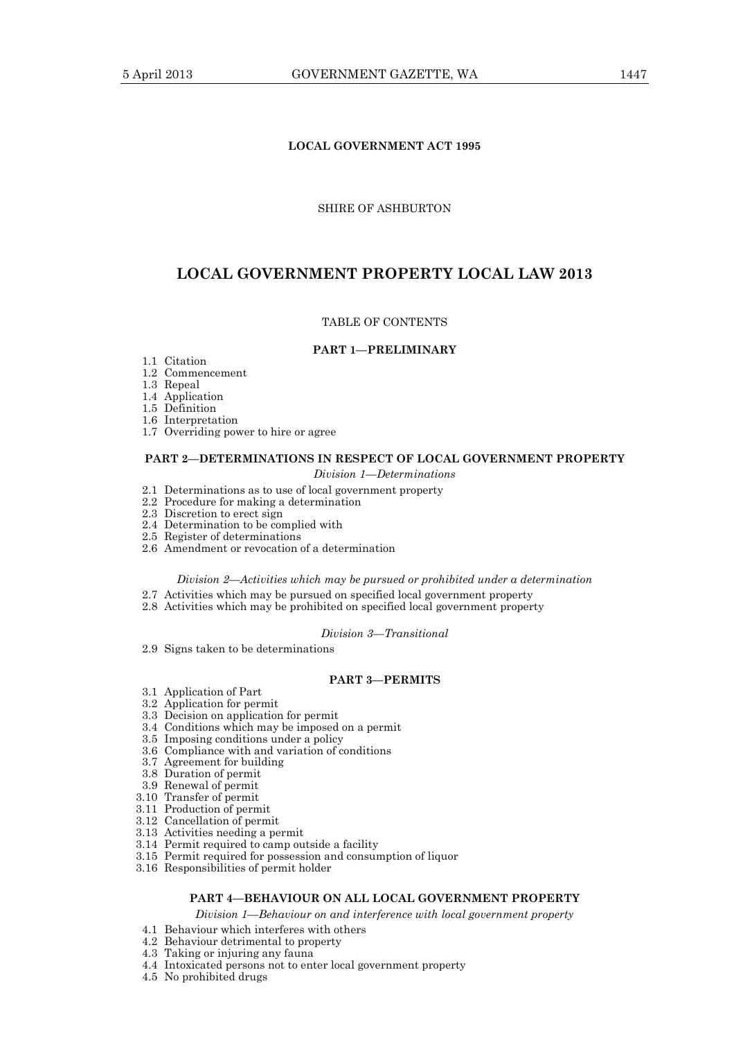**LOCAL GOVERNMENT ACT 1995**

SHIRE OF ASHBURTON

# LOCAL GOVERNMENT PROPERTY LOCAL LAW 2013

TABLE OF CONTENTS

**PART 1—PRELIMINARY**

1.1 Citation
1.2 Commencement
1.3 Repeal
1.4 Application
1.5 Definition
1.6 Interpretation
1.7 Overriding power to hire or agree

**PART 2—DETERMINATIONS IN RESPECT OF LOCAL GOVERNMENT PROPERTY**

*Division 1—Determinations*

2.1 Determinations as to use of local government property
2.2 Procedure for making a determination
2.3 Discretion to erect sign
2.4 Determination to be complied with
2.5 Register of determinations
2.6 Amendment or revocation of a determination

*Division 2—Activities which may be pursued or prohibited under a determination*

2.7 Activities which may be pursued on specified local government property
2.8 Activities which may be prohibited on specified local government property

*Division 3—Transitional*

2.9 Signs taken to be determinations

**PART 3—PERMITS**

3.1 Application of Part
3.2 Application for permit
3.3 Decision on application for permit
3.4 Conditions which may be imposed on a permit
3.5 Imposing conditions under a policy
3.6 Compliance with and variation of conditions
3.7 Agreement for building
3.8 Duration of permit
3.9 Renewal of permit
3.10 Transfer of permit
3.11 Production of permit
3.12 Cancellation of permit
3.13 Activities needing a permit
3.14 Permit required to camp outside a facility
3.15 Permit required for possession and consumption of liquor
3.16 Responsibilities of permit holder

**PART 4—BEHAVIOUR ON ALL LOCAL GOVERNMENT PROPERTY**

*Division 1—Behaviour on and interference with local government property*

4.1 Behaviour which interferes with others
4.2 Behaviour detrimental to property
4.3 Taking or injuring any fauna
4.4 Intoxicated persons not to enter local government property
4.5 No prohibited drugs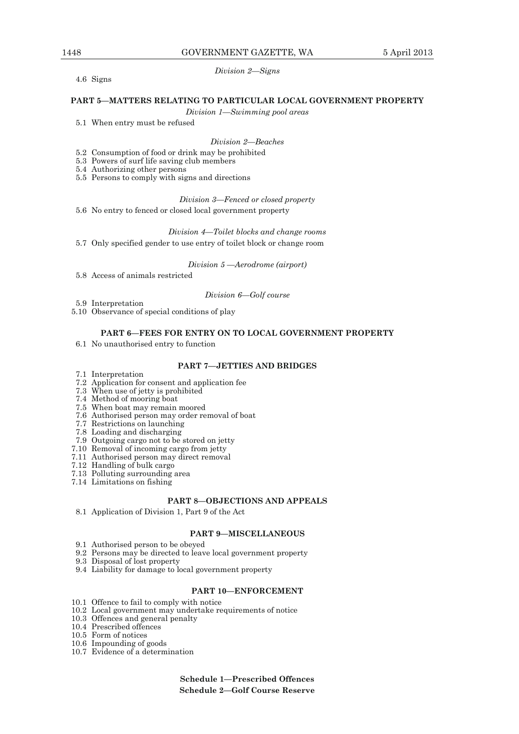*Division 2—Signs*

4.6 Signs

**PART 5—MATTERS RELATING TO PARTICULAR LOCAL GOVERNMENT PROPERTY**

*Division 1—Swimming pool areas*

5.1 When entry must be refused

*Division 2—Beaches*

5.2 Consumption of food or drink may be prohibited
5.3 Powers of surf life saving club members
5.4 Authorizing other persons
5.5 Persons to comply with signs and directions

*Division 3—Fenced or closed property*

5.6 No entry to fenced or closed local government property

*Division 4—Toilet blocks and change rooms*

5.7 Only specified gender to use entry of toilet block or change room

*Division 5 —Aerodrome (airport)*

5.8 Access of animals restricted

*Division 6—Golf course*

5.9 Interpretation
5.10 Observance of special conditions of play

**PART 6—FEES FOR ENTRY ON TO LOCAL GOVERNMENT PROPERTY**

6.1 No unauthorised entry to function

**PART 7—JETTIES AND BRIDGES**

7.1 Interpretation
7.2 Application for consent and application fee
7.3 When use of jetty is prohibited
7.4 Method of mooring boat
7.5 When boat may remain moored
7.6 Authorised person may order removal of boat
7.7 Restrictions on launching
7.8 Loading and discharging
7.9 Outgoing cargo not to be stored on jetty
7.10 Removal of incoming cargo from jetty
7.11 Authorised person may direct removal
7.12 Handling of bulk cargo
7.13 Polluting surrounding area
7.14 Limitations on fishing

**PART 8—OBJECTIONS AND APPEALS**

8.1 Application of Division 1, Part 9 of the Act

**PART 9—MISCELLANEOUS**

9.1 Authorised person to be obeyed
9.2 Persons may be directed to leave local government property
9.3 Disposal of lost property
9.4 Liability for damage to local government property

**PART 10—ENFORCEMENT**

10.1 Offence to fail to comply with notice
10.2 Local government may undertake requirements of notice
10.3 Offences and general penalty
10.4 Prescribed offences
10.5 Form of notices
10.6 Impounding of goods
10.7 Evidence of a determination

**Schedule 1—Prescribed Offences**

**Schedule 2—Golf Course Reserve**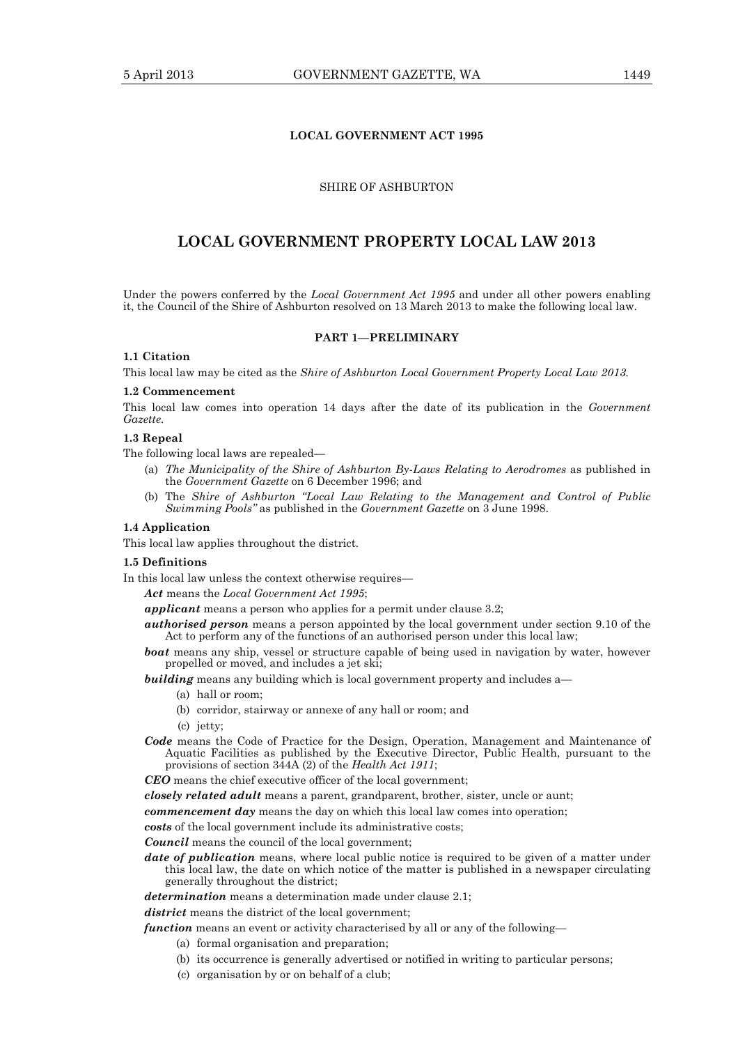**LOCAL GOVERNMENT ACT 1995**

SHIRE OF ASHBURTON

# LOCAL GOVERNMENT PROPERTY LOCAL LAW 2013

Under the powers conferred by the *Local Government Act 1995* and under all other powers enabling it, the Council of the Shire of Ashburton resolved on 13 March 2013 to make the following local law.

## PART 1—PRELIMINARY

### 1.1 Citation

This local law may be cited as the *Shire of Ashburton Local Government Property Local Law 2013*.

### 1.2 Commencement

This local law comes into operation 14 days after the date of its publication in the *Government Gazette*.

### 1.3 Repeal

The following local laws are repealed—

(a) *The Municipality of the Shire of Ashburton By-Laws Relating to Aerodromes* as published in the *Government Gazette* on 6 December 1996; and

(b) The *Shire of Ashburton "Local Law Relating to the Management and Control of Public Swimming Pools"* as published in the *Government Gazette* on 3 June 1998.

### 1.4 Application

This local law applies throughout the district.

### 1.5 Definitions

In this local law unless the context otherwise requires—

***Act*** means the *Local Government Act 1995*;

***applicant*** means a person who applies for a permit under clause 3.2;

***authorised person*** means a person appointed by the local government under section 9.10 of the Act to perform any of the functions of an authorised person under this local law;

***boat*** means any ship, vessel or structure capable of being used in navigation by water, however propelled or moved, and includes a jet ski;

***building*** means any building which is local government property and includes a—

(a) hall or room;

(b) corridor, stairway or annexe of any hall or room; and

(c) jetty;

***Code*** means the Code of Practice for the Design, Operation, Management and Maintenance of Aquatic Facilities as published by the Executive Director, Public Health, pursuant to the provisions of section 344A (2) of the *Health Act 1911*;

***CEO*** means the chief executive officer of the local government;

***closely related adult*** means a parent, grandparent, brother, sister, uncle or aunt;

***commencement day*** means the day on which this local law comes into operation;

***costs*** of the local government include its administrative costs;

***Council*** means the council of the local government;

***date of publication*** means, where local public notice is required to be given of a matter under this local law, the date on which notice of the matter is published in a newspaper circulating generally throughout the district;

***determination*** means a determination made under clause 2.1;

***district*** means the district of the local government;

***function*** means an event or activity characterised by all or any of the following—

(a) formal organisation and preparation;

(b) its occurrence is generally advertised or notified in writing to particular persons;

(c) organisation by or on behalf of a club;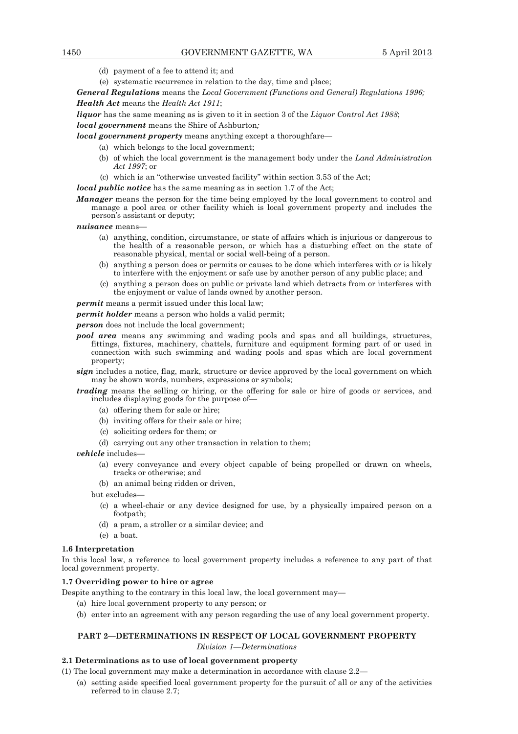(d) payment of a fee to attend it; and

(e) systematic recurrence in relation to the day, time and place;

***General Regulations*** means the *Local Government (Functions and General) Regulations 1996;*

***Health Act*** means the *Health Act 1911*;

***liquor*** has the same meaning as is given to it in section 3 of the *Liquor Control Act 1988*;

***local government*** means the Shire of Ashburton*;*

***local government property*** means anything except a thoroughfare—

(a) which belongs to the local government;

(b) of which the local government is the management body under the *Land Administration Act 1997*; or

(c) which is an "otherwise unvested facility" within section 3.53 of the Act;

***local public notice*** has the same meaning as in section 1.7 of the Act;

***Manager*** means the person for the time being employed by the local government to control and manage a pool area or other facility which is local government property and includes the person's assistant or deputy;

***nuisance*** means—

(a) anything, condition, circumstance, or state of affairs which is injurious or dangerous to the health of a reasonable person, or which has a disturbing effect on the state of reasonable physical, mental or social well-being of a person.

(b) anything a person does or permits or causes to be done which interferes with or is likely to interfere with the enjoyment or safe use by another person of any public place; and

(c) anything a person does on public or private land which detracts from or interferes with the enjoyment or value of lands owned by another person.

***permit*** means a permit issued under this local law;

***permit holder*** means a person who holds a valid permit;

***person*** does not include the local government;

***pool area*** means any swimming and wading pools and spas and all buildings, structures, fittings, fixtures, machinery, chattels, furniture and equipment forming part of or used in connection with such swimming and wading pools and spas which are local government property;

***sign*** includes a notice, flag, mark, structure or device approved by the local government on which may be shown words, numbers, expressions or symbols;

***trading*** means the selling or hiring, or the offering for sale or hire of goods or services, and includes displaying goods for the purpose of—

(a) offering them for sale or hire;

(b) inviting offers for their sale or hire;

(c) soliciting orders for them; or

(d) carrying out any other transaction in relation to them;

***vehicle*** includes—

(a) every conveyance and every object capable of being propelled or drawn on wheels, tracks or otherwise; and

(b) an animal being ridden or driven,

but excludes—

(c) a wheel-chair or any device designed for use, by a physically impaired person on a footpath;

(d) a pram, a stroller or a similar device; and

(e) a boat.

**1.6 Interpretation**

In this local law, a reference to local government property includes a reference to any part of that local government property.

**1.7 Overriding power to hire or agree**

Despite anything to the contrary in this local law, the local government may—

(a) hire local government property to any person; or

(b) enter into an agreement with any person regarding the use of any local government property.

## PART 2—DETERMINATIONS IN RESPECT OF LOCAL GOVERNMENT PROPERTY

*Division 1—Determinations*

**2.1 Determinations as to use of local government property**

(1) The local government may make a determination in accordance with clause 2.2—

(a) setting aside specified local government property for the pursuit of all or any of the activities referred to in clause 2.7;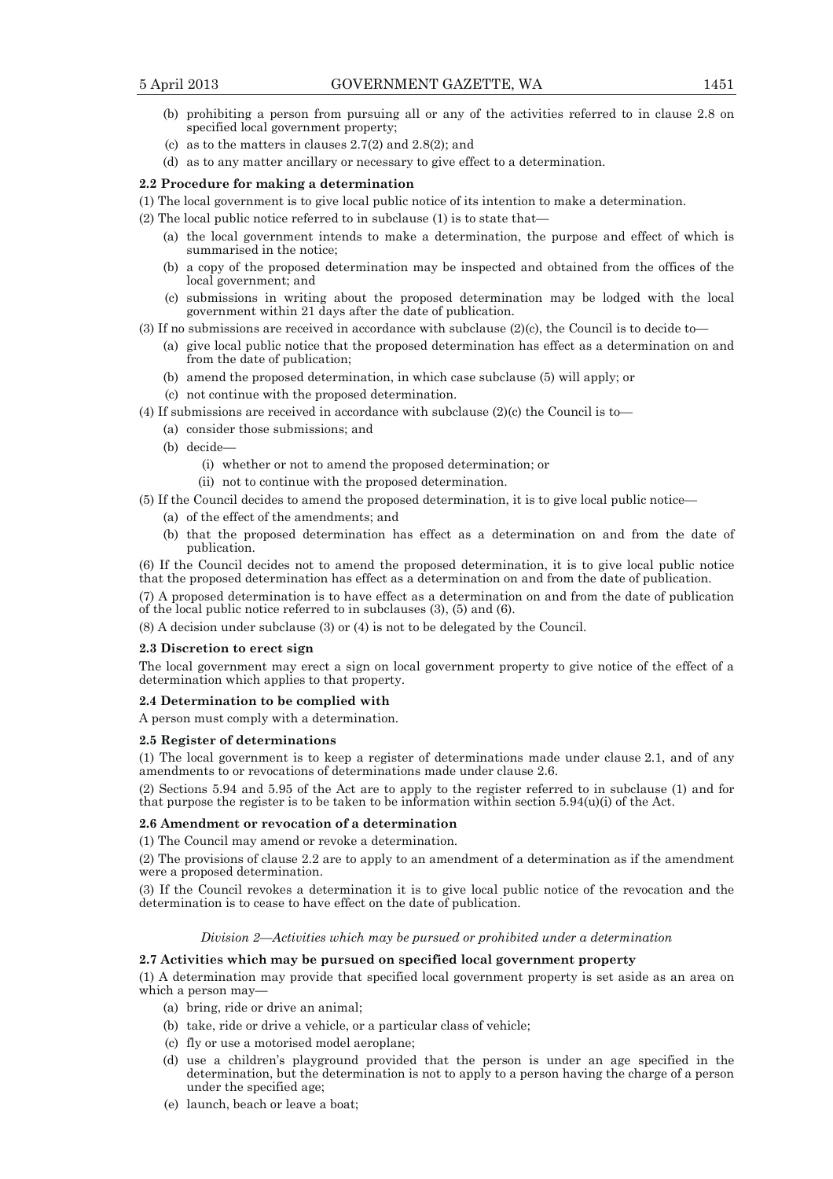(b) prohibiting a person from pursuing all or any of the activities referred to in clause 2.8 on specified local government property;

(c) as to the matters in clauses 2.7(2) and 2.8(2); and

(d) as to any matter ancillary or necessary to give effect to a determination.

**2.2 Procedure for making a determination**

(1) The local government is to give local public notice of its intention to make a determination.

(2) The local public notice referred to in subclause (1) is to state that—

(a) the local government intends to make a determination, the purpose and effect of which is summarised in the notice;

(b) a copy of the proposed determination may be inspected and obtained from the offices of the local government; and

(c) submissions in writing about the proposed determination may be lodged with the local government within 21 days after the date of publication.

(3) If no submissions are received in accordance with subclause (2)(c), the Council is to decide to—

(a) give local public notice that the proposed determination has effect as a determination on and from the date of publication;

(b) amend the proposed determination, in which case subclause (5) will apply; or

(c) not continue with the proposed determination.

(4) If submissions are received in accordance with subclause (2)(c) the Council is to—

(a) consider those submissions; and

(b) decide—

(i) whether or not to amend the proposed determination; or

(ii) not to continue with the proposed determination.

(5) If the Council decides to amend the proposed determination, it is to give local public notice—

(a) of the effect of the amendments; and

(b) that the proposed determination has effect as a determination on and from the date of publication.

(6) If the Council decides not to amend the proposed determination, it is to give local public notice that the proposed determination has effect as a determination on and from the date of publication.

(7) A proposed determination is to have effect as a determination on and from the date of publication of the local public notice referred to in subclauses (3), (5) and (6).

(8) A decision under subclause (3) or (4) is not to be delegated by the Council.

**2.3 Discretion to erect sign**

The local government may erect a sign on local government property to give notice of the effect of a determination which applies to that property.

**2.4 Determination to be complied with**

A person must comply with a determination.

**2.5 Register of determinations**

(1) The local government is to keep a register of determinations made under clause 2.1, and of any amendments to or revocations of determinations made under clause 2.6.

(2) Sections 5.94 and 5.95 of the Act are to apply to the register referred to in subclause (1) and for that purpose the register is to be taken to be information within section 5.94(u)(i) of the Act.

**2.6 Amendment or revocation of a determination**

(1) The Council may amend or revoke a determination.

(2) The provisions of clause 2.2 are to apply to an amendment of a determination as if the amendment were a proposed determination.

(3) If the Council revokes a determination it is to give local public notice of the revocation and the determination is to cease to have effect on the date of publication.

*Division 2—Activities which may be pursued or prohibited under a determination*

**2.7 Activities which may be pursued on specified local government property**

(1) A determination may provide that specified local government property is set aside as an area on which a person may—

(a) bring, ride or drive an animal;

(b) take, ride or drive a vehicle, or a particular class of vehicle;

(c) fly or use a motorised model aeroplane;

(d) use a children's playground provided that the person is under an age specified in the determination, but the determination is not to apply to a person having the charge of a person under the specified age;

(e) launch, beach or leave a boat;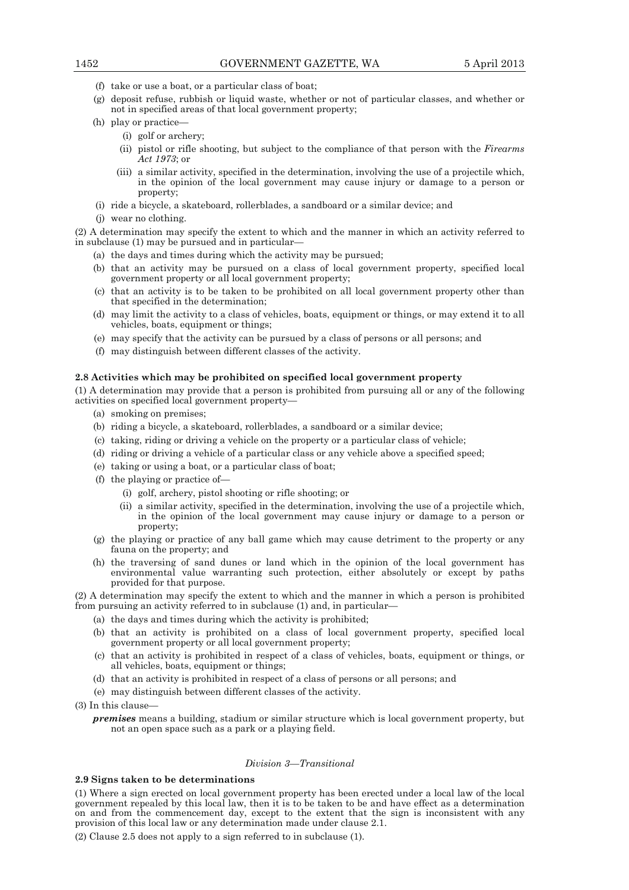(f) take or use a boat, or a particular class of boat;

(g) deposit refuse, rubbish or liquid waste, whether or not of particular classes, and whether or not in specified areas of that local government property;

(h) play or practice—

(i) golf or archery;

(ii) pistol or rifle shooting, but subject to the compliance of that person with the *Firearms Act 1973*; or

(iii) a similar activity, specified in the determination, involving the use of a projectile which, in the opinion of the local government may cause injury or damage to a person or property;

(i) ride a bicycle, a skateboard, rollerblades, a sandboard or a similar device; and

(j) wear no clothing.

(2) A determination may specify the extent to which and the manner in which an activity referred to in subclause (1) may be pursued and in particular—

(a) the days and times during which the activity may be pursued;

(b) that an activity may be pursued on a class of local government property, specified local government property or all local government property;

(c) that an activity is to be taken to be prohibited on all local government property other than that specified in the determination;

(d) may limit the activity to a class of vehicles, boats, equipment or things, or may extend it to all vehicles, boats, equipment or things;

(e) may specify that the activity can be pursued by a class of persons or all persons; and

(f) may distinguish between different classes of the activity.

**2.8 Activities which may be prohibited on specified local government property**

(1) A determination may provide that a person is prohibited from pursuing all or any of the following activities on specified local government property—

(a) smoking on premises;

(b) riding a bicycle, a skateboard, rollerblades, a sandboard or a similar device;

(c) taking, riding or driving a vehicle on the property or a particular class of vehicle;

(d) riding or driving a vehicle of a particular class or any vehicle above a specified speed;

(e) taking or using a boat, or a particular class of boat;

(f) the playing or practice of—

(i) golf, archery, pistol shooting or rifle shooting; or

(ii) a similar activity, specified in the determination, involving the use of a projectile which, in the opinion of the local government may cause injury or damage to a person or property;

(g) the playing or practice of any ball game which may cause detriment to the property or any fauna on the property; and

(h) the traversing of sand dunes or land which in the opinion of the local government has environmental value warranting such protection, either absolutely or except by paths provided for that purpose.

(2) A determination may specify the extent to which and the manner in which a person is prohibited from pursuing an activity referred to in subclause (1) and, in particular—

(a) the days and times during which the activity is prohibited;

(b) that an activity is prohibited on a class of local government property, specified local government property or all local government property;

(c) that an activity is prohibited in respect of a class of vehicles, boats, equipment or things, or all vehicles, boats, equipment or things;

(d) that an activity is prohibited in respect of a class of persons or all persons; and

(e) may distinguish between different classes of the activity.

(3) In this clause—

***premises*** means a building, stadium or similar structure which is local government property, but not an open space such as a park or a playing field.

*Division 3—Transitional*

**2.9 Signs taken to be determinations**

(1) Where a sign erected on local government property has been erected under a local law of the local government repealed by this local law, then it is to be taken to be and have effect as a determination on and from the commencement day, except to the extent that the sign is inconsistent with any provision of this local law or any determination made under clause 2.1.

(2) Clause 2.5 does not apply to a sign referred to in subclause (1).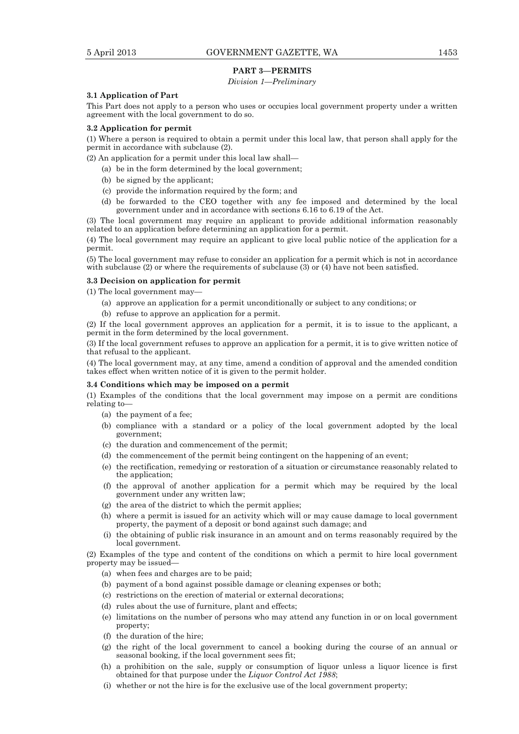## PART 3—PERMITS

*Division 1—Preliminary*

**3.1 Application of Part**

This Part does not apply to a person who uses or occupies local government property under a written agreement with the local government to do so.

**3.2 Application for permit**

(1) Where a person is required to obtain a permit under this local law, that person shall apply for the permit in accordance with subclause (2).

(2) An application for a permit under this local law shall—

- (a) be in the form determined by the local government;
- (b) be signed by the applicant;
- (c) provide the information required by the form; and
- (d) be forwarded to the CEO together with any fee imposed and determined by the local government under and in accordance with sections 6.16 to 6.19 of the Act.

(3) The local government may require an applicant to provide additional information reasonably related to an application before determining an application for a permit.

(4) The local government may require an applicant to give local public notice of the application for a permit.

(5) The local government may refuse to consider an application for a permit which is not in accordance with subclause (2) or where the requirements of subclause (3) or (4) have not been satisfied.

**3.3 Decision on application for permit**

(1) The local government may—

- (a) approve an application for a permit unconditionally or subject to any conditions; or
- (b) refuse to approve an application for a permit.

(2) If the local government approves an application for a permit, it is to issue to the applicant, a permit in the form determined by the local government.

(3) If the local government refuses to approve an application for a permit, it is to give written notice of that refusal to the applicant.

(4) The local government may, at any time, amend a condition of approval and the amended condition takes effect when written notice of it is given to the permit holder.

**3.4 Conditions which may be imposed on a permit**

(1) Examples of the conditions that the local government may impose on a permit are conditions relating to—

- (a) the payment of a fee;
- (b) compliance with a standard or a policy of the local government adopted by the local government;
- (c) the duration and commencement of the permit;
- (d) the commencement of the permit being contingent on the happening of an event;
- (e) the rectification, remedying or restoration of a situation or circumstance reasonably related to the application;
- (f) the approval of another application for a permit which may be required by the local government under any written law;
- (g) the area of the district to which the permit applies;
- (h) where a permit is issued for an activity which will or may cause damage to local government property, the payment of a deposit or bond against such damage; and
- (i) the obtaining of public risk insurance in an amount and on terms reasonably required by the local government.

(2) Examples of the type and content of the conditions on which a permit to hire local government property may be issued—

- (a) when fees and charges are to be paid;
- (b) payment of a bond against possible damage or cleaning expenses or both;
- (c) restrictions on the erection of material or external decorations;
- (d) rules about the use of furniture, plant and effects;
- (e) limitations on the number of persons who may attend any function in or on local government property;
- (f) the duration of the hire;
- (g) the right of the local government to cancel a booking during the course of an annual or seasonal booking, if the local government sees fit;
- (h) a prohibition on the sale, supply or consumption of liquor unless a liquor licence is first obtained for that purpose under the *Liquor Control Act 1988*;
- (i) whether or not the hire is for the exclusive use of the local government property;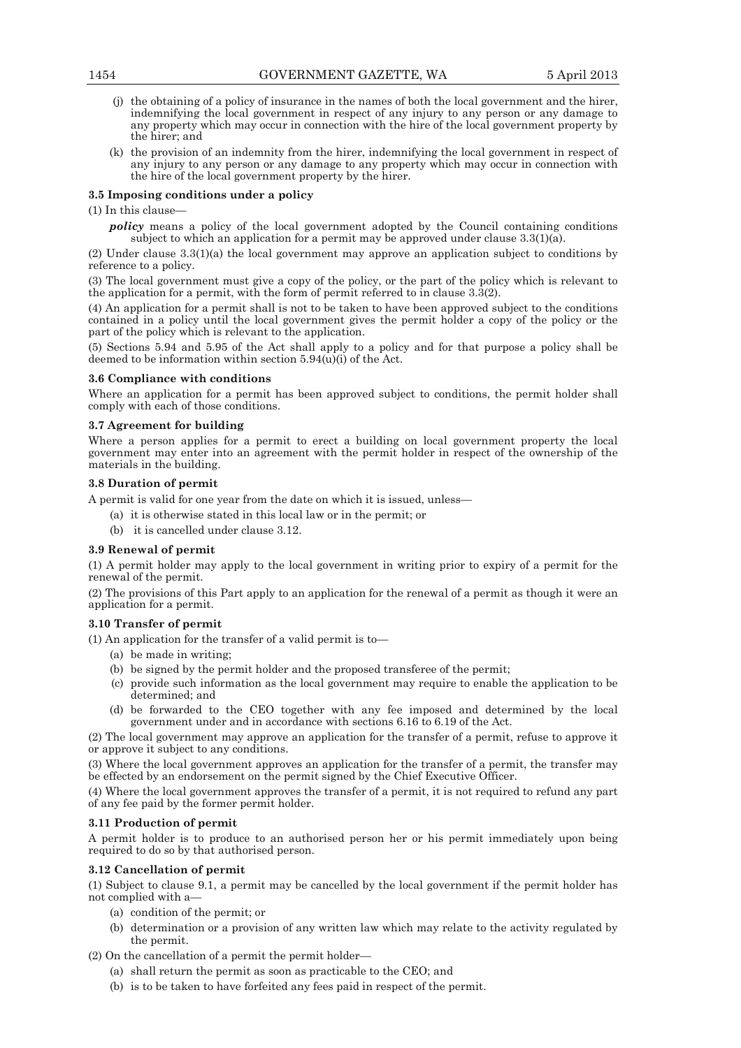(j) the obtaining of a policy of insurance in the names of both the local government and the hirer, indemnifying the local government in respect of any injury to any person or any damage to any property which may occur in connection with the hire of the local government property by the hirer; and

(k) the provision of an indemnity from the hirer, indemnifying the local government in respect of any injury to any person or any damage to any property which may occur in connection with the hire of the local government property by the hirer.

**3.5 Imposing conditions under a policy**

(1) In this clause—

***policy*** means a policy of the local government adopted by the Council containing conditions subject to which an application for a permit may be approved under clause 3.3(1)(a).

(2) Under clause 3.3(1)(a) the local government may approve an application subject to conditions by reference to a policy.

(3) The local government must give a copy of the policy, or the part of the policy which is relevant to the application for a permit, with the form of permit referred to in clause 3.3(2).

(4) An application for a permit shall is not to be taken to have been approved subject to the conditions contained in a policy until the local government gives the permit holder a copy of the policy or the part of the policy which is relevant to the application.

(5) Sections 5.94 and 5.95 of the Act shall apply to a policy and for that purpose a policy shall be deemed to be information within section 5.94(u)(i) of the Act.

**3.6 Compliance with conditions**

Where an application for a permit has been approved subject to conditions, the permit holder shall comply with each of those conditions.

**3.7 Agreement for building**

Where a person applies for a permit to erect a building on local government property the local government may enter into an agreement with the permit holder in respect of the ownership of the materials in the building.

**3.8 Duration of permit**

A permit is valid for one year from the date on which it is issued, unless—

(a) it is otherwise stated in this local law or in the permit; or

(b) it is cancelled under clause 3.12.

**3.9 Renewal of permit**

(1) A permit holder may apply to the local government in writing prior to expiry of a permit for the renewal of the permit.

(2) The provisions of this Part apply to an application for the renewal of a permit as though it were an application for a permit.

**3.10 Transfer of permit**

(1) An application for the transfer of a valid permit is to—

(a) be made in writing;

(b) be signed by the permit holder and the proposed transferee of the permit;

(c) provide such information as the local government may require to enable the application to be determined; and

(d) be forwarded to the CEO together with any fee imposed and determined by the local government under and in accordance with sections 6.16 to 6.19 of the Act.

(2) The local government may approve an application for the transfer of a permit, refuse to approve it or approve it subject to any conditions.

(3) Where the local government approves an application for the transfer of a permit, the transfer may be effected by an endorsement on the permit signed by the Chief Executive Officer.

(4) Where the local government approves the transfer of a permit, it is not required to refund any part of any fee paid by the former permit holder.

**3.11 Production of permit**

A permit holder is to produce to an authorised person her or his permit immediately upon being required to do so by that authorised person.

**3.12 Cancellation of permit**

(1) Subject to clause 9.1, a permit may be cancelled by the local government if the permit holder has not complied with a—

(a) condition of the permit; or

(b) determination or a provision of any written law which may relate to the activity regulated by the permit.

(2) On the cancellation of a permit the permit holder—

(a) shall return the permit as soon as practicable to the CEO; and

(b) is to be taken to have forfeited any fees paid in respect of the permit.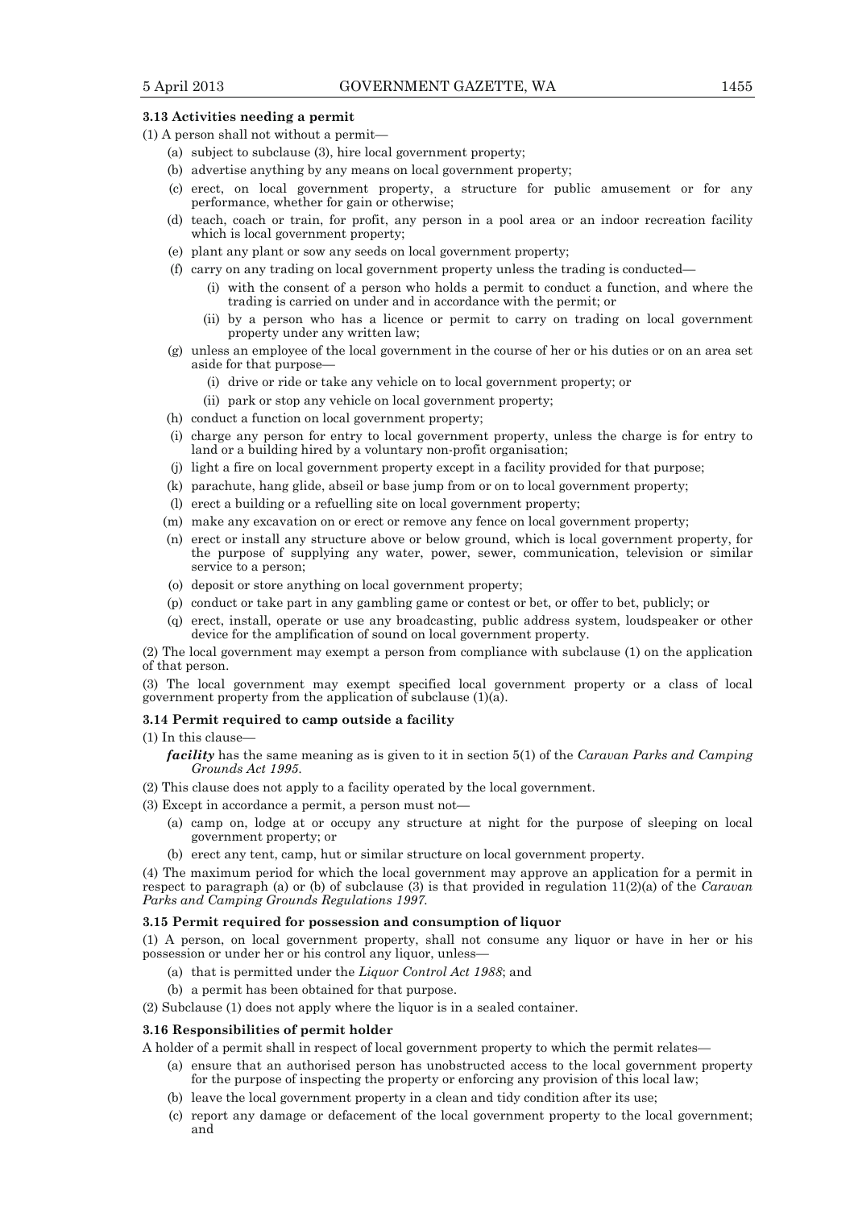### 3.13 Activities needing a permit

(1) A person shall not without a permit—

- (a) subject to subclause (3), hire local government property;
- (b) advertise anything by any means on local government property;
- (c) erect, on local government property, a structure for public amusement or for any performance, whether for gain or otherwise;
- (d) teach, coach or train, for profit, any person in a pool area or an indoor recreation facility which is local government property;
- (e) plant any plant or sow any seeds on local government property;
- (f) carry on any trading on local government property unless the trading is conducted—
  - (i) with the consent of a person who holds a permit to conduct a function, and where the trading is carried on under and in accordance with the permit; or
  - (ii) by a person who has a licence or permit to carry on trading on local government property under any written law;
- (g) unless an employee of the local government in the course of her or his duties or on an area set aside for that purpose—
  - (i) drive or ride or take any vehicle on to local government property; or
  - (ii) park or stop any vehicle on local government property;
- (h) conduct a function on local government property;
- (i) charge any person for entry to local government property, unless the charge is for entry to land or a building hired by a voluntary non-profit organisation;
- (j) light a fire on local government property except in a facility provided for that purpose;
- (k) parachute, hang glide, abseil or base jump from or on to local government property;
- (l) erect a building or a refuelling site on local government property;
- (m) make any excavation on or erect or remove any fence on local government property;
- (n) erect or install any structure above or below ground, which is local government property, for the purpose of supplying any water, power, sewer, communication, television or similar service to a person;
- (o) deposit or store anything on local government property;
- (p) conduct or take part in any gambling game or contest or bet, or offer to bet, publicly; or
- (q) erect, install, operate or use any broadcasting, public address system, loudspeaker or other device for the amplification of sound on local government property.

(2) The local government may exempt a person from compliance with subclause (1) on the application of that person.

(3) The local government may exempt specified local government property or a class of local government property from the application of subclause (1)(a).

### 3.14 Permit required to camp outside a facility

(1) In this clause—

***facility*** has the same meaning as is given to it in section 5(1) of the *Caravan Parks and Camping Grounds Act 1995*.

(2) This clause does not apply to a facility operated by the local government.

(3) Except in accordance a permit, a person must not—

- (a) camp on, lodge at or occupy any structure at night for the purpose of sleeping on local government property; or
- (b) erect any tent, camp, hut or similar structure on local government property.

(4) The maximum period for which the local government may approve an application for a permit in respect to paragraph (a) or (b) of subclause (3) is that provided in regulation 11(2)(a) of the *Caravan Parks and Camping Grounds Regulations 1997*.

### 3.15 Permit required for possession and consumption of liquor

(1) A person, on local government property, shall not consume any liquor or have in her or his possession or under her or his control any liquor, unless—

- (a) that is permitted under the *Liquor Control Act 1988*; and
- (b) a permit has been obtained for that purpose.

(2) Subclause (1) does not apply where the liquor is in a sealed container.

### 3.16 Responsibilities of permit holder

A holder of a permit shall in respect of local government property to which the permit relates—

- (a) ensure that an authorised person has unobstructed access to the local government property for the purpose of inspecting the property or enforcing any provision of this local law;
- (b) leave the local government property in a clean and tidy condition after its use;
- (c) report any damage or defacement of the local government property to the local government; and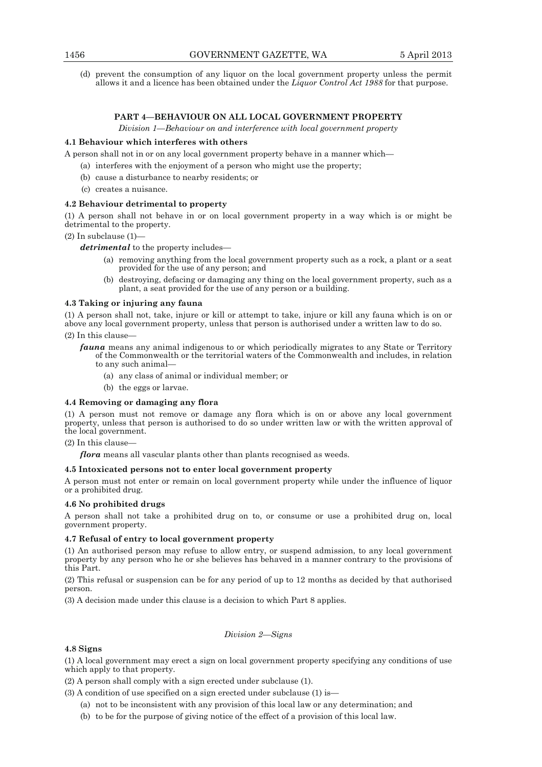(d) prevent the consumption of any liquor on the local government property unless the permit allows it and a licence has been obtained under the *Liquor Control Act 1988* for that purpose.

## PART 4—BEHAVIOUR ON ALL LOCAL GOVERNMENT PROPERTY

*Division 1—Behaviour on and interference with local government property*

### 4.1 Behaviour which interferes with others

A person shall not in or on any local government property behave in a manner which—

(a) interferes with the enjoyment of a person who might use the property;

(b) cause a disturbance to nearby residents; or

(c) creates a nuisance.

### 4.2 Behaviour detrimental to property

(1) A person shall not behave in or on local government property in a way which is or might be detrimental to the property.

(2) In subclause (1)—

***detrimental*** to the property includes—

(a) removing anything from the local government property such as a rock, a plant or a seat provided for the use of any person; and

(b) destroying, defacing or damaging any thing on the local government property, such as a plant, a seat provided for the use of any person or a building.

### 4.3 Taking or injuring any fauna

(1) A person shall not, take, injure or kill or attempt to take, injure or kill any fauna which is on or above any local government property, unless that person is authorised under a written law to do so.

(2) In this clause—

***fauna*** means any animal indigenous to or which periodically migrates to any State or Territory of the Commonwealth or the territorial waters of the Commonwealth and includes, in relation to any such animal—

(a) any class of animal or individual member; or

(b) the eggs or larvae.

### 4.4 Removing or damaging any flora

(1) A person must not remove or damage any flora which is on or above any local government property, unless that person is authorised to do so under written law or with the written approval of the local government.

(2) In this clause—

***flora*** means all vascular plants other than plants recognised as weeds.

### 4.5 Intoxicated persons not to enter local government property

A person must not enter or remain on local government property while under the influence of liquor or a prohibited drug.

### 4.6 No prohibited drugs

A person shall not take a prohibited drug on to, or consume or use a prohibited drug on, local government property.

### 4.7 Refusal of entry to local government property

(1) An authorised person may refuse to allow entry, or suspend admission, to any local government property by any person who he or she believes has behaved in a manner contrary to the provisions of this Part.

(2) This refusal or suspension can be for any period of up to 12 months as decided by that authorised person.

(3) A decision made under this clause is a decision to which Part 8 applies.

*Division 2—Signs*

### 4.8 Signs

(1) A local government may erect a sign on local government property specifying any conditions of use which apply to that property.

(2) A person shall comply with a sign erected under subclause (1).

(3) A condition of use specified on a sign erected under subclause (1) is—

(a) not to be inconsistent with any provision of this local law or any determination; and

(b) to be for the purpose of giving notice of the effect of a provision of this local law.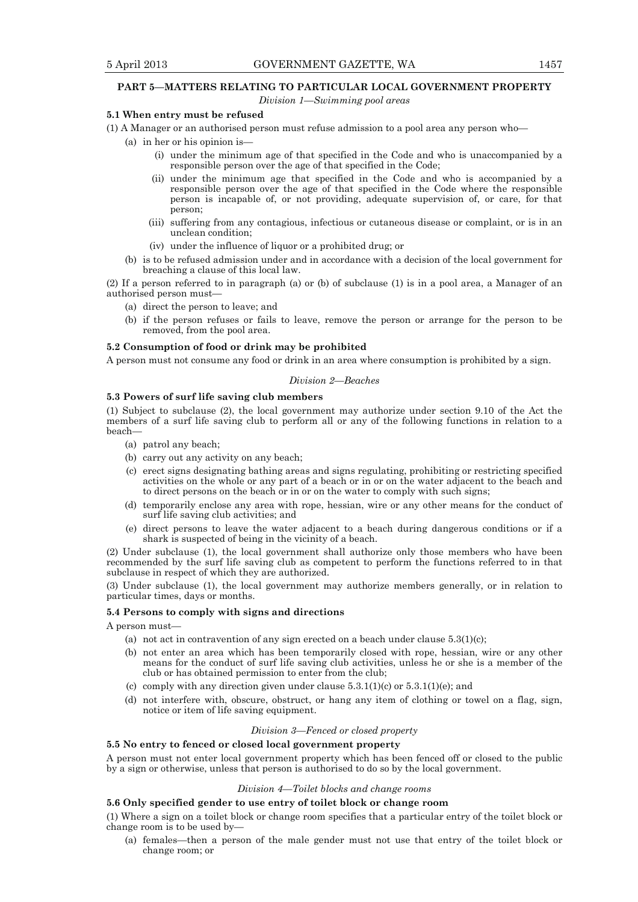## PART 5—MATTERS RELATING TO PARTICULAR LOCAL GOVERNMENT PROPERTY

*Division 1—Swimming pool areas*

**5.1 When entry must be refused**

(1) A Manager or an authorised person must refuse admission to a pool area any person who—

- (a) in her or his opinion is—
  - (i) under the minimum age of that specified in the Code and who is unaccompanied by a responsible person over the age of that specified in the Code;
  - (ii) under the minimum age that specified in the Code and who is accompanied by a responsible person over the age of that specified in the Code where the responsible person is incapable of, or not providing, adequate supervision of, or care, for that person;
  - (iii) suffering from any contagious, infectious or cutaneous disease or complaint, or is in an unclean condition;
  - (iv) under the influence of liquor or a prohibited drug; or
- (b) is to be refused admission under and in accordance with a decision of the local government for breaching a clause of this local law.

(2) If a person referred to in paragraph (a) or (b) of subclause (1) is in a pool area, a Manager of an authorised person must—

- (a) direct the person to leave; and
- (b) if the person refuses or fails to leave, remove the person or arrange for the person to be removed, from the pool area.

**5.2 Consumption of food or drink may be prohibited**

A person must not consume any food or drink in an area where consumption is prohibited by a sign.

*Division 2—Beaches*

**5.3 Powers of surf life saving club members**

(1) Subject to subclause (2), the local government may authorize under section 9.10 of the Act the members of a surf life saving club to perform all or any of the following functions in relation to a beach—

- (a) patrol any beach;
- (b) carry out any activity on any beach;
- (c) erect signs designating bathing areas and signs regulating, prohibiting or restricting specified activities on the whole or any part of a beach or in or on the water adjacent to the beach and to direct persons on the beach or in or on the water to comply with such signs;
- (d) temporarily enclose any area with rope, hessian, wire or any other means for the conduct of surf life saving club activities; and
- (e) direct persons to leave the water adjacent to a beach during dangerous conditions or if a shark is suspected of being in the vicinity of a beach.

(2) Under subclause (1), the local government shall authorize only those members who have been recommended by the surf life saving club as competent to perform the functions referred to in that subclause in respect of which they are authorized.

(3) Under subclause (1), the local government may authorize members generally, or in relation to particular times, days or months.

**5.4 Persons to comply with signs and directions**

A person must—

- (a) not act in contravention of any sign erected on a beach under clause 5.3(1)(c);
- (b) not enter an area which has been temporarily closed with rope, hessian, wire or any other means for the conduct of surf life saving club activities, unless he or she is a member of the club or has obtained permission to enter from the club;
- (c) comply with any direction given under clause 5.3.1(1)(c) or 5.3.1(1)(e); and
- (d) not interfere with, obscure, obstruct, or hang any item of clothing or towel on a flag, sign, notice or item of life saving equipment.

*Division 3—Fenced or closed property*

**5.5 No entry to fenced or closed local government property**

A person must not enter local government property which has been fenced off or closed to the public by a sign or otherwise, unless that person is authorised to do so by the local government.

*Division 4—Toilet blocks and change rooms*

**5.6 Only specified gender to use entry of toilet block or change room**

(1) Where a sign on a toilet block or change room specifies that a particular entry of the toilet block or change room is to be used by—

- (a) females—then a person of the male gender must not use that entry of the toilet block or change room; or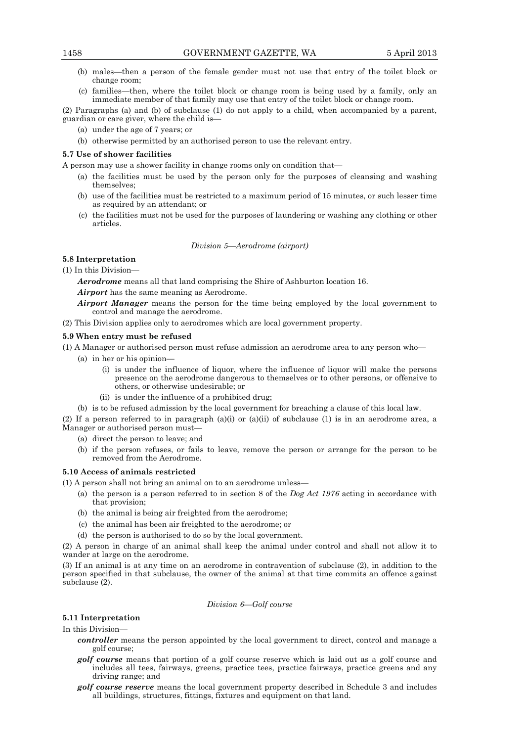(b) males—then a person of the female gender must not use that entry of the toilet block or change room;

(c) families—then, where the toilet block or change room is being used by a family, only an immediate member of that family may use that entry of the toilet block or change room.

(2) Paragraphs (a) and (b) of subclause (1) do not apply to a child, when accompanied by a parent, guardian or care giver, where the child is—

(a) under the age of 7 years; or

(b) otherwise permitted by an authorised person to use the relevant entry.

**5.7 Use of shower facilities**

A person may use a shower facility in change rooms only on condition that—

(a) the facilities must be used by the person only for the purposes of cleansing and washing themselves;

(b) use of the facilities must be restricted to a maximum period of 15 minutes, or such lesser time as required by an attendant; or

(c) the facilities must not be used for the purposes of laundering or washing any clothing or other articles.

*Division 5—Aerodrome (airport)*

**5.8 Interpretation**

(1) In this Division—

***Aerodrome*** means all that land comprising the Shire of Ashburton location 16.

***Airport*** has the same meaning as Aerodrome.

***Airport Manager*** means the person for the time being employed by the local government to control and manage the aerodrome.

(2) This Division applies only to aerodromes which are local government property.

**5.9 When entry must be refused**

(1) A Manager or authorised person must refuse admission an aerodrome area to any person who—

(a) in her or his opinion—

(i) is under the influence of liquor, where the influence of liquor will make the persons presence on the aerodrome dangerous to themselves or to other persons, or offensive to others, or otherwise undesirable; or

(ii) is under the influence of a prohibited drug;

(b) is to be refused admission by the local government for breaching a clause of this local law.

(2) If a person referred to in paragraph (a)(i) or (a)(ii) of subclause (1) is in an aerodrome area, a Manager or authorised person must—

(a) direct the person to leave; and

(b) if the person refuses, or fails to leave, remove the person or arrange for the person to be removed from the Aerodrome.

**5.10 Access of animals restricted**

(1) A person shall not bring an animal on to an aerodrome unless—

(a) the person is a person referred to in section 8 of the *Dog Act 1976* acting in accordance with that provision;

(b) the animal is being air freighted from the aerodrome;

(c) the animal has been air freighted to the aerodrome; or

(d) the person is authorised to do so by the local government.

(2) A person in charge of an animal shall keep the animal under control and shall not allow it to wander at large on the aerodrome.

(3) If an animal is at any time on an aerodrome in contravention of subclause (2), in addition to the person specified in that subclause, the owner of the animal at that time commits an offence against subclause (2).

*Division 6—Golf course*

**5.11 Interpretation**

In this Division—

***controller*** means the person appointed by the local government to direct, control and manage a golf course;

***golf course*** means that portion of a golf course reserve which is laid out as a golf course and includes all tees, fairways, greens, practice tees, practice fairways, practice greens and any driving range; and

***golf course reserve*** means the local government property described in Schedule 3 and includes all buildings, structures, fittings, fixtures and equipment on that land.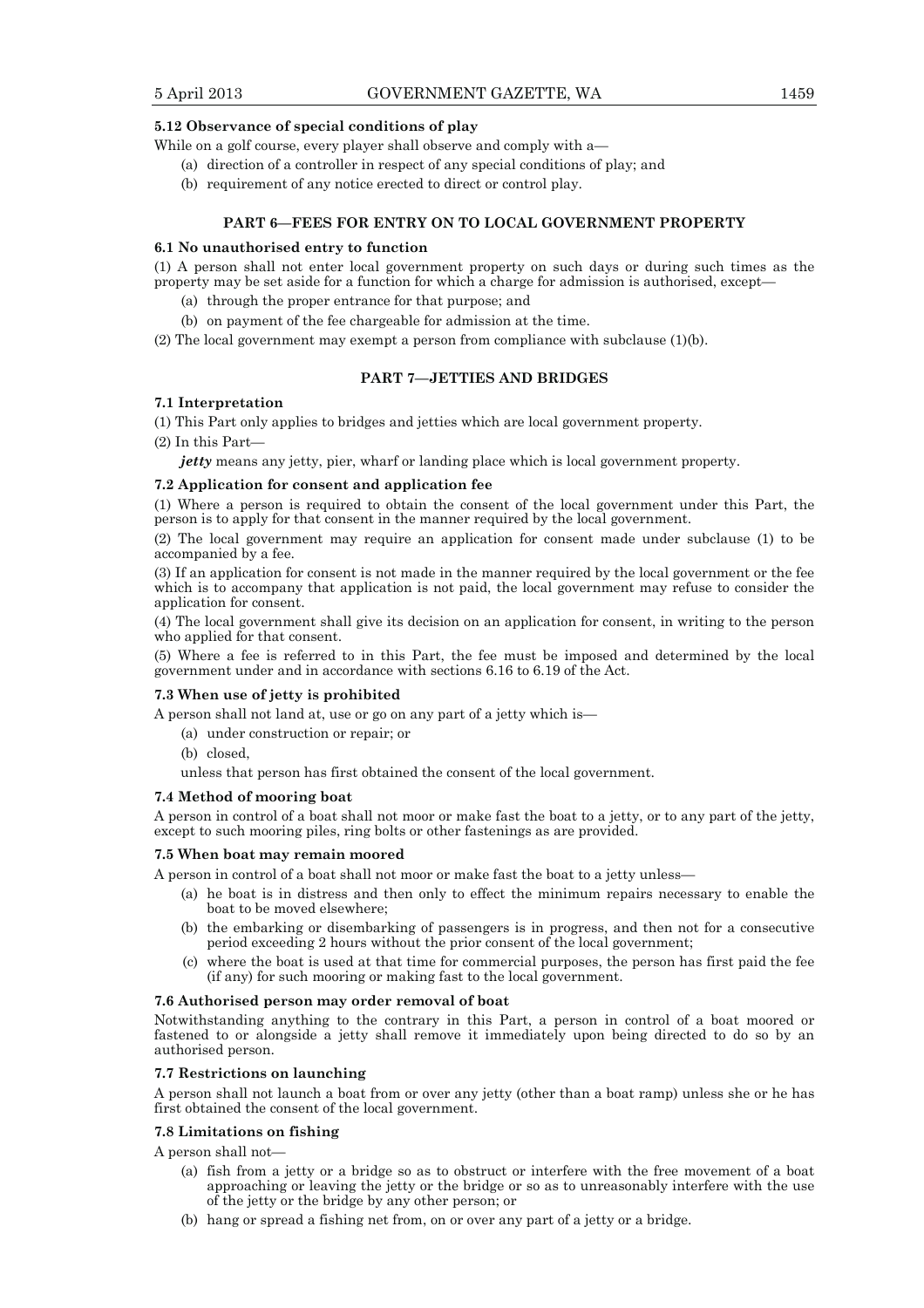#### 5.12 Observance of special conditions of play

While on a golf course, every player shall observe and comply with a—

- (a) direction of a controller in respect of any special conditions of play; and
- (b) requirement of any notice erected to direct or control play.

## PART 6—FEES FOR ENTRY ON TO LOCAL GOVERNMENT PROPERTY

#### 6.1 No unauthorised entry to function

(1) A person shall not enter local government property on such days or during such times as the property may be set aside for a function for which a charge for admission is authorised, except—

- (a) through the proper entrance for that purpose; and
- (b) on payment of the fee chargeable for admission at the time.

(2) The local government may exempt a person from compliance with subclause (1)(b).

## PART 7—JETTIES AND BRIDGES

#### 7.1 Interpretation

(1) This Part only applies to bridges and jetties which are local government property.

(2) In this Part—

***jetty*** means any jetty, pier, wharf or landing place which is local government property.

#### 7.2 Application for consent and application fee

(1) Where a person is required to obtain the consent of the local government under this Part, the person is to apply for that consent in the manner required by the local government.

(2) The local government may require an application for consent made under subclause (1) to be accompanied by a fee.

(3) If an application for consent is not made in the manner required by the local government or the fee which is to accompany that application is not paid, the local government may refuse to consider the application for consent.

(4) The local government shall give its decision on an application for consent, in writing to the person who applied for that consent.

(5) Where a fee is referred to in this Part, the fee must be imposed and determined by the local government under and in accordance with sections 6.16 to 6.19 of the Act.

#### 7.3 When use of jetty is prohibited

A person shall not land at, use or go on any part of a jetty which is—

- (a) under construction or repair; or
- (b) closed,

unless that person has first obtained the consent of the local government.

#### 7.4 Method of mooring boat

A person in control of a boat shall not moor or make fast the boat to a jetty, or to any part of the jetty, except to such mooring piles, ring bolts or other fastenings as are provided.

#### 7.5 When boat may remain moored

A person in control of a boat shall not moor or make fast the boat to a jetty unless—

- (a) he boat is in distress and then only to effect the minimum repairs necessary to enable the boat to be moved elsewhere;
- (b) the embarking or disembarking of passengers is in progress, and then not for a consecutive period exceeding 2 hours without the prior consent of the local government;
- (c) where the boat is used at that time for commercial purposes, the person has first paid the fee (if any) for such mooring or making fast to the local government.

#### 7.6 Authorised person may order removal of boat

Notwithstanding anything to the contrary in this Part, a person in control of a boat moored or fastened to or alongside a jetty shall remove it immediately upon being directed to do so by an authorised person.

#### 7.7 Restrictions on launching

A person shall not launch a boat from or over any jetty (other than a boat ramp) unless she or he has first obtained the consent of the local government.

#### 7.8 Limitations on fishing

A person shall not—

- (a) fish from a jetty or a bridge so as to obstruct or interfere with the free movement of a boat approaching or leaving the jetty or the bridge or so as to unreasonably interfere with the use of the jetty or the bridge by any other person; or
- (b) hang or spread a fishing net from, on or over any part of a jetty or a bridge.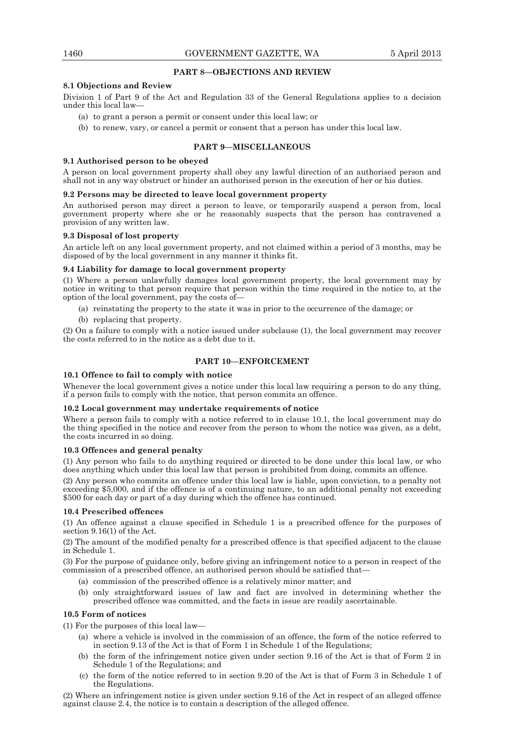## PART 8—OBJECTIONS AND REVIEW

**8.1 Objections and Review**

Division 1 of Part 9 of the Act and Regulation 33 of the General Regulations applies to a decision under this local law—

(a) to grant a person a permit or consent under this local law; or

(b) to renew, vary, or cancel a permit or consent that a person has under this local law.

## PART 9—MISCELLANEOUS

**9.1 Authorised person to be obeyed**

A person on local government property shall obey any lawful direction of an authorised person and shall not in any way obstruct or hinder an authorised person in the execution of her or his duties.

**9.2 Persons may be directed to leave local government property**

An authorised person may direct a person to leave, or temporarily suspend a person from, local government property where she or he reasonably suspects that the person has contravened a provision of any written law.

**9.3 Disposal of lost property**

An article left on any local government property, and not claimed within a period of 3 months, may be disposed of by the local government in any manner it thinks fit.

**9.4 Liability for damage to local government property**

(1) Where a person unlawfully damages local government property, the local government may by notice in writing to that person require that person within the time required in the notice to, at the option of the local government, pay the costs of—

(a) reinstating the property to the state it was in prior to the occurrence of the damage; or

(b) replacing that property.

(2) On a failure to comply with a notice issued under subclause (1), the local government may recover the costs referred to in the notice as a debt due to it.

## PART 10—ENFORCEMENT

**10.1 Offence to fail to comply with notice**

Whenever the local government gives a notice under this local law requiring a person to do any thing, if a person fails to comply with the notice, that person commits an offence.

**10.2 Local government may undertake requirements of notice**

Where a person fails to comply with a notice referred to in clause 10.1, the local government may do the thing specified in the notice and recover from the person to whom the notice was given, as a debt, the costs incurred in so doing.

**10.3 Offences and general penalty**

(1) Any person who fails to do anything required or directed to be done under this local law, or who does anything which under this local law that person is prohibited from doing, commits an offence.

(2) Any person who commits an offence under this local law is liable, upon conviction, to a penalty not exceeding $5,000, and if the offence is of a continuing nature, to an additional penalty not exceeding $500 for each day or part of a day during which the offence has continued.

**10.4 Prescribed offences**

(1) An offence against a clause specified in Schedule 1 is a prescribed offence for the purposes of section 9.16(1) of the Act.

(2) The amount of the modified penalty for a prescribed offence is that specified adjacent to the clause in Schedule 1.

(3) For the purpose of guidance only, before giving an infringement notice to a person in respect of the commission of a prescribed offence, an authorised person should be satisfied that—

(a) commission of the prescribed offence is a relatively minor matter; and

(b) only straightforward issues of law and fact are involved in determining whether the prescribed offence was committed, and the facts in issue are readily ascertainable.

**10.5 Form of notices**

(1) For the purposes of this local law—

(a) where a vehicle is involved in the commission of an offence, the form of the notice referred to in section 9.13 of the Act is that of Form 1 in Schedule 1 of the Regulations;

(b) the form of the infringement notice given under section 9.16 of the Act is that of Form 2 in Schedule 1 of the Regulations; and

(c) the form of the notice referred to in section 9.20 of the Act is that of Form 3 in Schedule 1 of the Regulations.

(2) Where an infringement notice is given under section 9.16 of the Act in respect of an alleged offence against clause 2.4, the notice is to contain a description of the alleged offence.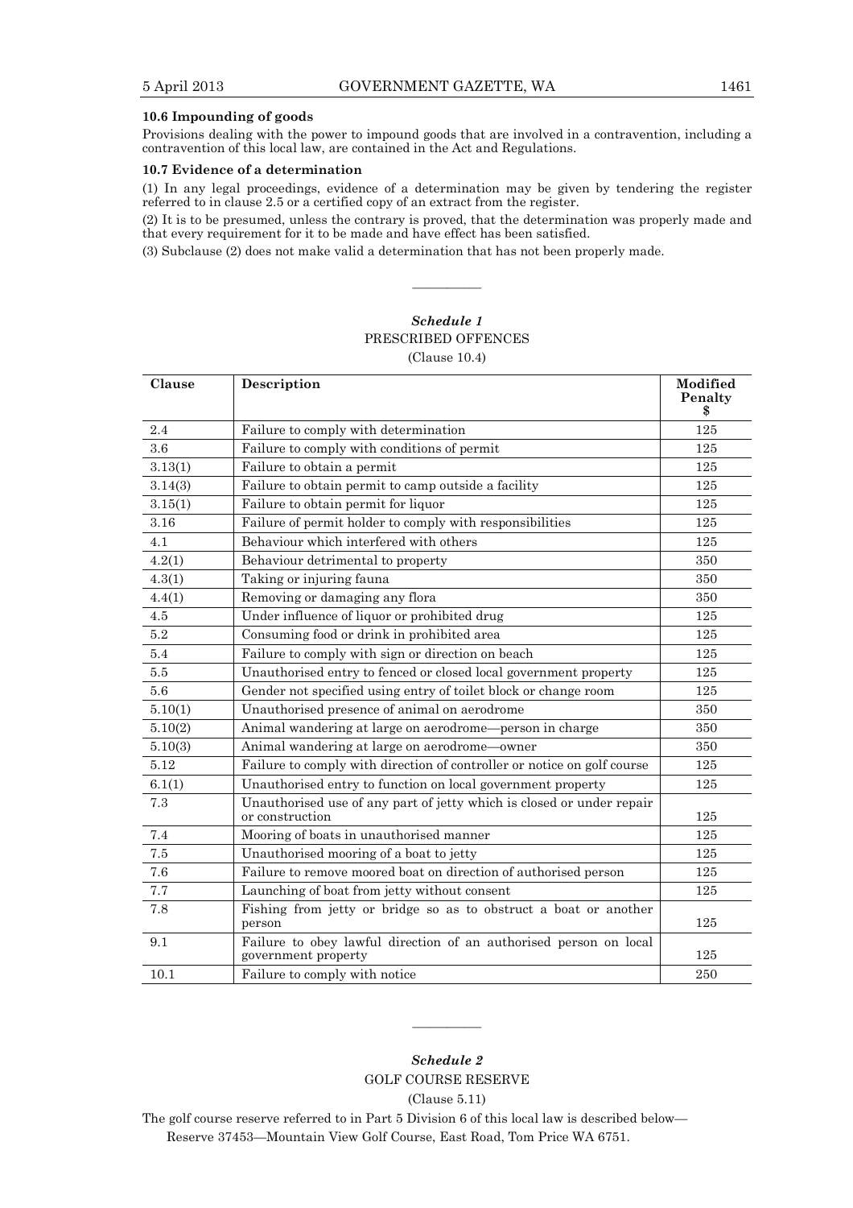**10.6 Impounding of goods**

Provisions dealing with the power to impound goods that are involved in a contravention, including a contravention of this local law, are contained in the Act and Regulations.

**10.7 Evidence of a determination**

(1) In any legal proceedings, evidence of a determination may be given by tendering the register referred to in clause 2.5 or a certified copy of an extract from the register.

(2) It is to be presumed, unless the contrary is proved, that the determination was properly made and that every requirement for it to be made and have effect has been satisfied.

(3) Subclause (2) does not make valid a determination that has not been properly made.

———————

***Schedule 1***

PRESCRIBED OFFENCES

(Clause 10.4)

| Clause | Description | Modified Penalty $ |
|---|---|---|
| 2.4 | Failure to comply with determination | 125 |
| 3.6 | Failure to comply with conditions of permit | 125 |
| 3.13(1) | Failure to obtain a permit | 125 |
| 3.14(3) | Failure to obtain permit to camp outside a facility | 125 |
| 3.15(1) | Failure to obtain permit for liquor | 125 |
| 3.16 | Failure of permit holder to comply with responsibilities | 125 |
| 4.1 | Behaviour which interfered with others | 125 |
| 4.2(1) | Behaviour detrimental to property | 350 |
| 4.3(1) | Taking or injuring fauna | 350 |
| 4.4(1) | Removing or damaging any flora | 350 |
| 4.5 | Under influence of liquor or prohibited drug | 125 |
| 5.2 | Consuming food or drink in prohibited area | 125 |
| 5.4 | Failure to comply with sign or direction on beach | 125 |
| 5.5 | Unauthorised entry to fenced or closed local government property | 125 |
| 5.6 | Gender not specified using entry of toilet block or change room | 125 |
| 5.10(1) | Unauthorised presence of animal on aerodrome | 350 |
| 5.10(2) | Animal wandering at large on aerodrome—person in charge | 350 |
| 5.10(3) | Animal wandering at large on aerodrome—owner | 350 |
| 5.12 | Failure to comply with direction of controller or notice on golf course | 125 |
| 6.1(1) | Unauthorised entry to function on local government property | 125 |
| 7.3 | Unauthorised use of any part of jetty which is closed or under repair or construction | 125 |
| 7.4 | Mooring of boats in unauthorised manner | 125 |
| 7.5 | Unauthorised mooring of a boat to jetty | 125 |
| 7.6 | Failure to remove moored boat on direction of authorised person | 125 |
| 7.7 | Launching of boat from jetty without consent | 125 |
| 7.8 | Fishing from jetty or bridge so as to obstruct a boat or another person | 125 |
| 9.1 | Failure to obey lawful direction of an authorised person on local government property | 125 |
| 10.1 | Failure to comply with notice | 250 |

———————

***Schedule 2***

GOLF COURSE RESERVE

(Clause 5.11)

The golf course reserve referred to in Part 5 Division 6 of this local law is described below—

Reserve 37453—Mountain View Golf Course, East Road, Tom Price WA 6751.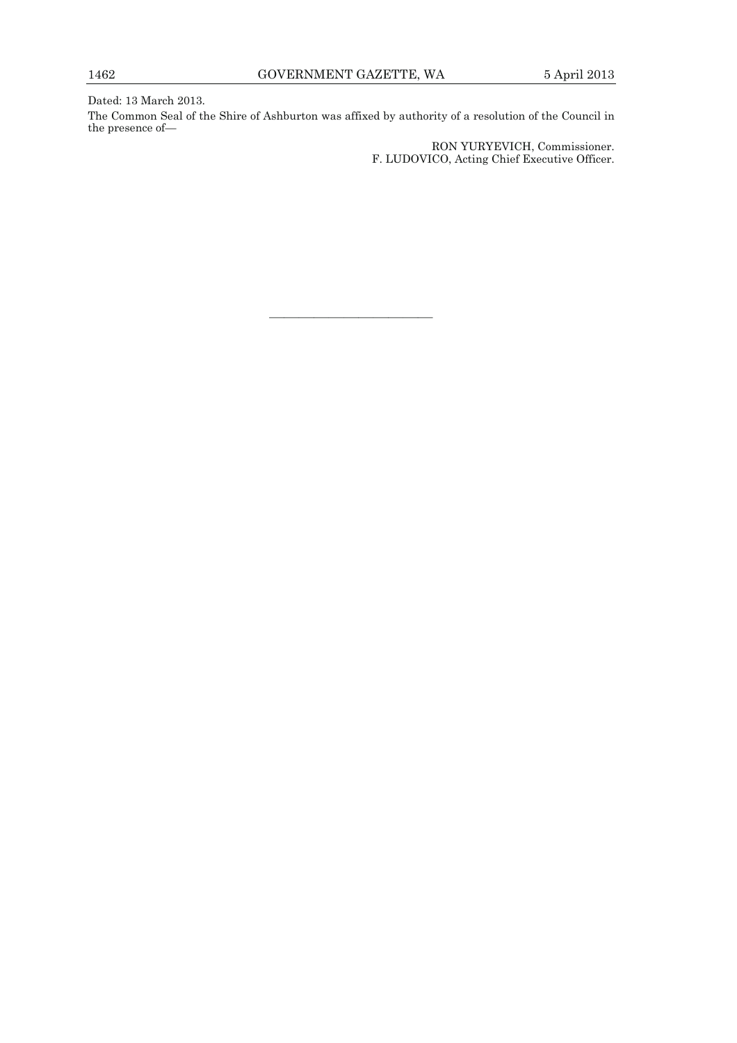Dated: 13 March 2013.

The Common Seal of the Shire of Ashburton was affixed by authority of a resolution of the Council in the presence of—

RON YURYEVICH, Commissioner.
F. LUDOVICO, Acting Chief Executive Officer.

———————————